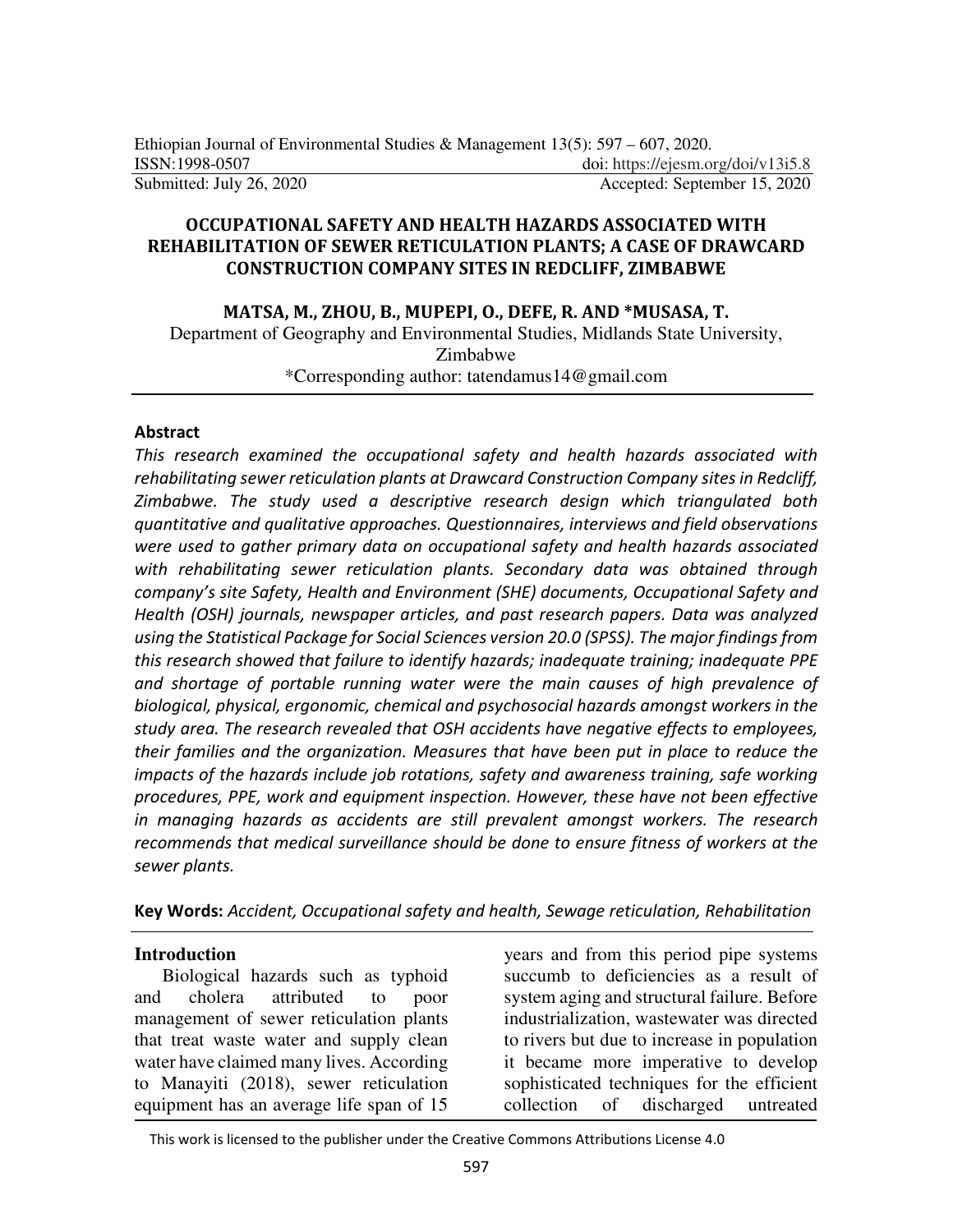# OCCUPATIONAL SAFETY AND HEALTH HAZARDS ASSOCIATED WITH REHABILITATION OF SEWER RETICULATION PLANTS; A CASE OF DRAWCARD CONSTRUCTION COMPANY SITES IN REDCLIFF, ZIMBABWE

**MATSA, M., ZHOU, B., MUPEPI, O., DEFE, R. AND \*MUSASA, T.**

Department of Geography and Environmental Studies, Midlands State University, Zimbabwe

\*Corresponding author: tatendamus14@gmail.com

Submitted: July 26, 2020 Accepted: September 15, 2020

doi: https://ejesm.org/doi/v13i5.8

## Abstract

*This research examined the occupational safety and health hazards associated with rehabilitating sewer reticulation plants at Drawcard Construction Company sites in Redcliff, Zimbabwe. The study used a descriptive research design which triangulated both quantitative and qualitative approaches. Questionnaires, interviews and field observations were used to gather primary data on occupational safety and health hazards associated with rehabilitating sewer reticulation plants. Secondary data was obtained through company's site Safety, Health and Environment (SHE) documents, Occupational Safety and Health (OSH) journals, newspaper articles, and past research papers. Data was analyzed using the Statistical Package for Social Sciences version 20.0 (SPSS). The major findings from this research showed that failure to identify hazards; inadequate training; inadequate PPE and shortage of portable running water were the main causes of high prevalence of biological, physical, ergonomic, chemical and psychosocial hazards amongst workers in the study area. The research revealed that OSH accidents have negative effects to employees, their families and the organization. Measures that have been put in place to reduce the impacts of the hazards include job rotations, safety and awareness training, safe working procedures, PPE, work and equipment inspection. However, these have not been effective in managing hazards as accidents are still prevalent amongst workers. The research recommends that medical surveillance should be done to ensure fitness of workers at the sewer plants.*

**Key Words:** *Accident, Occupational safety and health, Sewage reticulation, Rehabilitation*

## Introduction

Biological hazards such as typhoid and cholera attributed to poor management of sewer reticulation plants that treat waste water and supply clean water have claimed many lives. According to Manayiti (2018), sewer reticulation equipment has an average life span of 15 years and from this period pipe systems succumb to deficiencies as a result of system aging and structural failure. Before industrialization, wastewater was directed to rivers but due to increase in population it became more imperative to develop sophisticated techniques for the efficient collection of discharged untreated

This work is licensed to the publisher under the Creative Commons Attributions License 4.0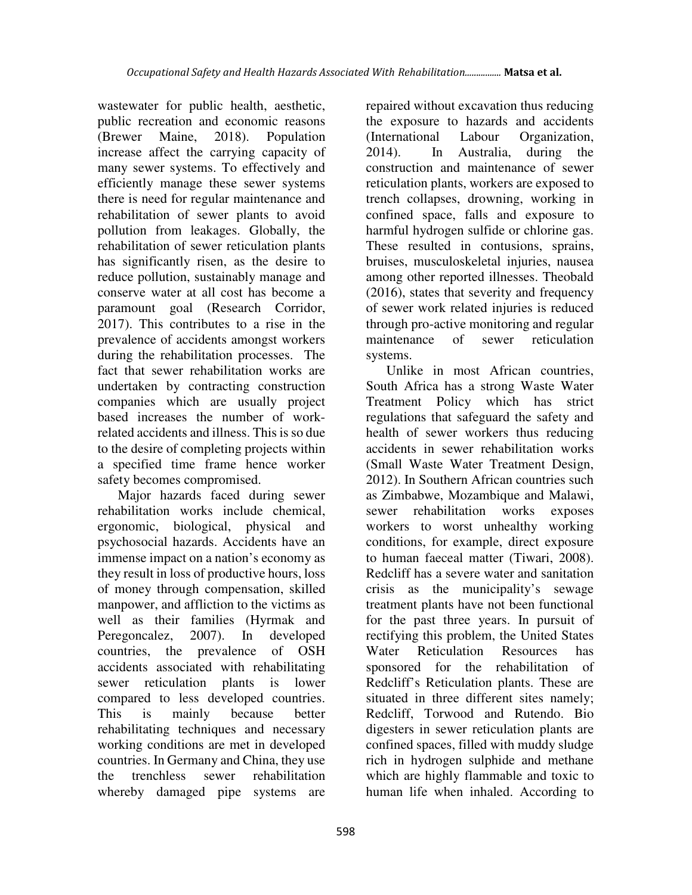wastewater for public health, aesthetic, public recreation and economic reasons (Brewer Maine, 2018). Population increase affect the carrying capacity of many sewer systems. To effectively and efficiently manage these sewer systems there is need for regular maintenance and rehabilitation of sewer plants to avoid pollution from leakages. Globally, the rehabilitation of sewer reticulation plants has significantly risen, as the desire to reduce pollution, sustainably manage and conserve water at all cost has become a paramount goal (Research Corridor, 2017). This contributes to a rise in the prevalence of accidents amongst workers during the rehabilitation processes. The fact that sewer rehabilitation works are undertaken by contracting construction companies which are usually project based increases the number of work-related accidents and illness. This is so due to the desire of completing projects within a specified time frame hence worker safety becomes compromised.

Major hazards faced during sewer rehabilitation works include chemical, ergonomic, biological, physical and psychosocial hazards. Accidents have an immense impact on a nation's economy as they result in loss of productive hours, loss of money through compensation, skilled manpower, and affliction to the victims as well as their families (Hyrmak and Peregoncalez, 2007). In developed countries, the prevalence of OSH accidents associated with rehabilitating sewer reticulation plants is lower compared to less developed countries. This is mainly because better rehabilitating techniques and necessary working conditions are met in developed countries. In Germany and China, they use the trenchless sewer rehabilitation whereby damaged pipe systems are repaired without excavation thus reducing the exposure to hazards and accidents (International Labour Organization, 2014). In Australia, during the construction and maintenance of sewer reticulation plants, workers are exposed to trench collapses, drowning, working in confined space, falls and exposure to harmful hydrogen sulfide or chlorine gas. These resulted in contusions, sprains, bruises, musculoskeletal injuries, nausea among other reported illnesses. Theobald (2016), states that severity and frequency of sewer work related injuries is reduced through pro-active monitoring and regular maintenance of sewer reticulation systems.

Unlike in most African countries, South Africa has a strong Waste Water Treatment Policy which has strict regulations that safeguard the safety and health of sewer workers thus reducing accidents in sewer rehabilitation works (Small Waste Water Treatment Design, 2012). In Southern African countries such as Zimbabwe, Mozambique and Malawi, sewer rehabilitation works exposes workers to worst unhealthy working conditions, for example, direct exposure to human faeceal matter (Tiwari, 2008). Redcliff has a severe water and sanitation crisis as the municipality's sewage treatment plants have not been functional for the past three years. In pursuit of rectifying this problem, the United States Water Reticulation Resources has sponsored for the rehabilitation of Redcliff's Reticulation plants. These are situated in three different sites namely; Redcliff, Torwood and Rutendo. Bio digesters in sewer reticulation plants are confined spaces, filled with muddy sludge rich in hydrogen sulphide and methane which are highly flammable and toxic to human life when inhaled. According to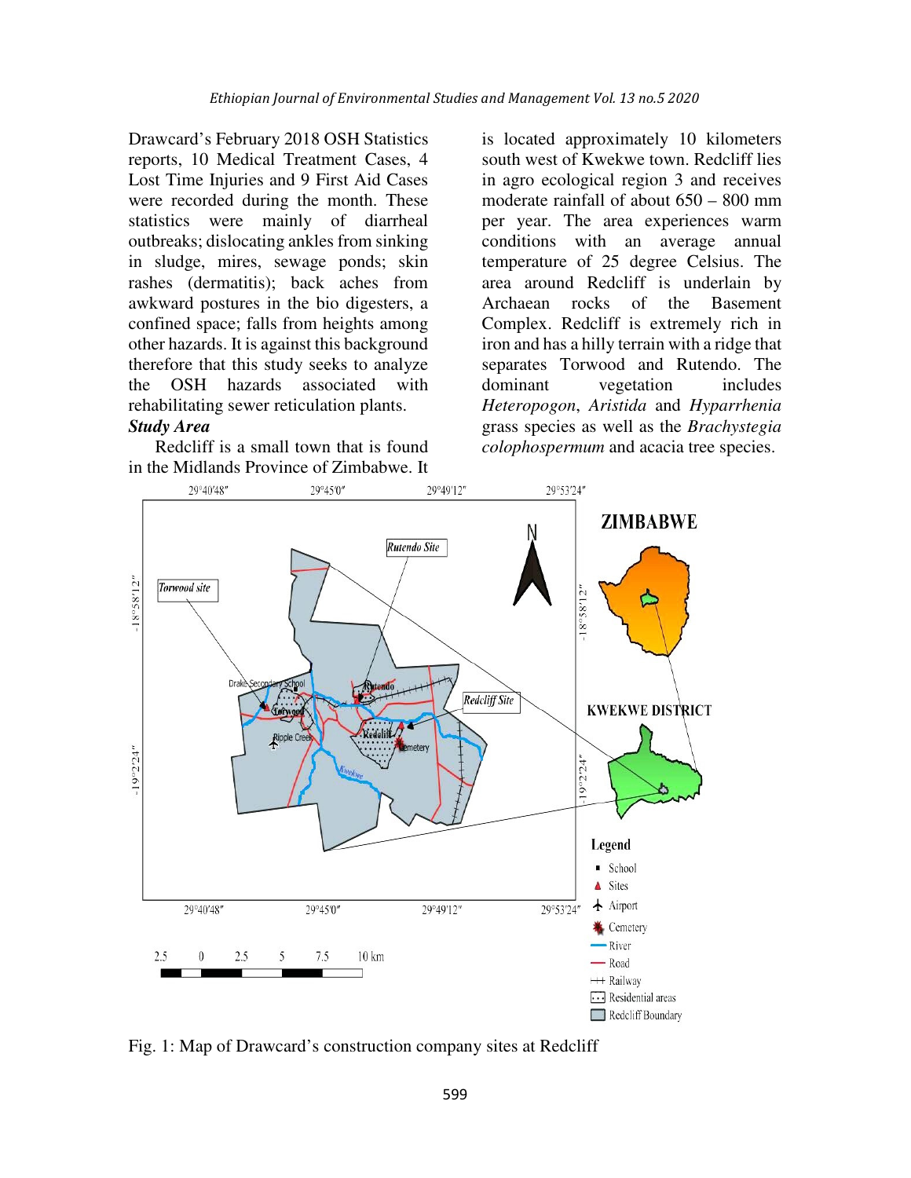Drawcard's February 2018 OSH Statistics reports, 10 Medical Treatment Cases, 4 Lost Time Injuries and 9 First Aid Cases were recorded during the month. These statistics were mainly of diarrheal outbreaks; dislocating ankles from sinking in sludge, mires, sewage ponds; skin rashes (dermatitis); back aches from awkward postures in the bio digesters, a confined space; falls from heights among other hazards. It is against this background therefore that this study seeks to analyze the OSH hazards associated with rehabilitating sewer reticulation plants.

***Study Area***

Redcliff is a small town that is found in the Midlands Province of Zimbabwe. It is located approximately 10 kilometers south west of Kwekwe town. Redcliff lies in agro ecological region 3 and receives moderate rainfall of about 650 – 800 mm per year. The area experiences warm conditions with an average annual temperature of 25 degree Celsius. The area around Redcliff is underlain by Archaean rocks of the Basement Complex. Redcliff is extremely rich in iron and has a hilly terrain with a ridge that separates Torwood and Rutendo. The dominant vegetation includes *Heteropogon*, *Aristida* and *Hyparrhenia* grass species as well as the *Brachystegia colophospermum* and acacia tree species.

Fig. 1: Map of Drawcard's construction company sites at Redcliff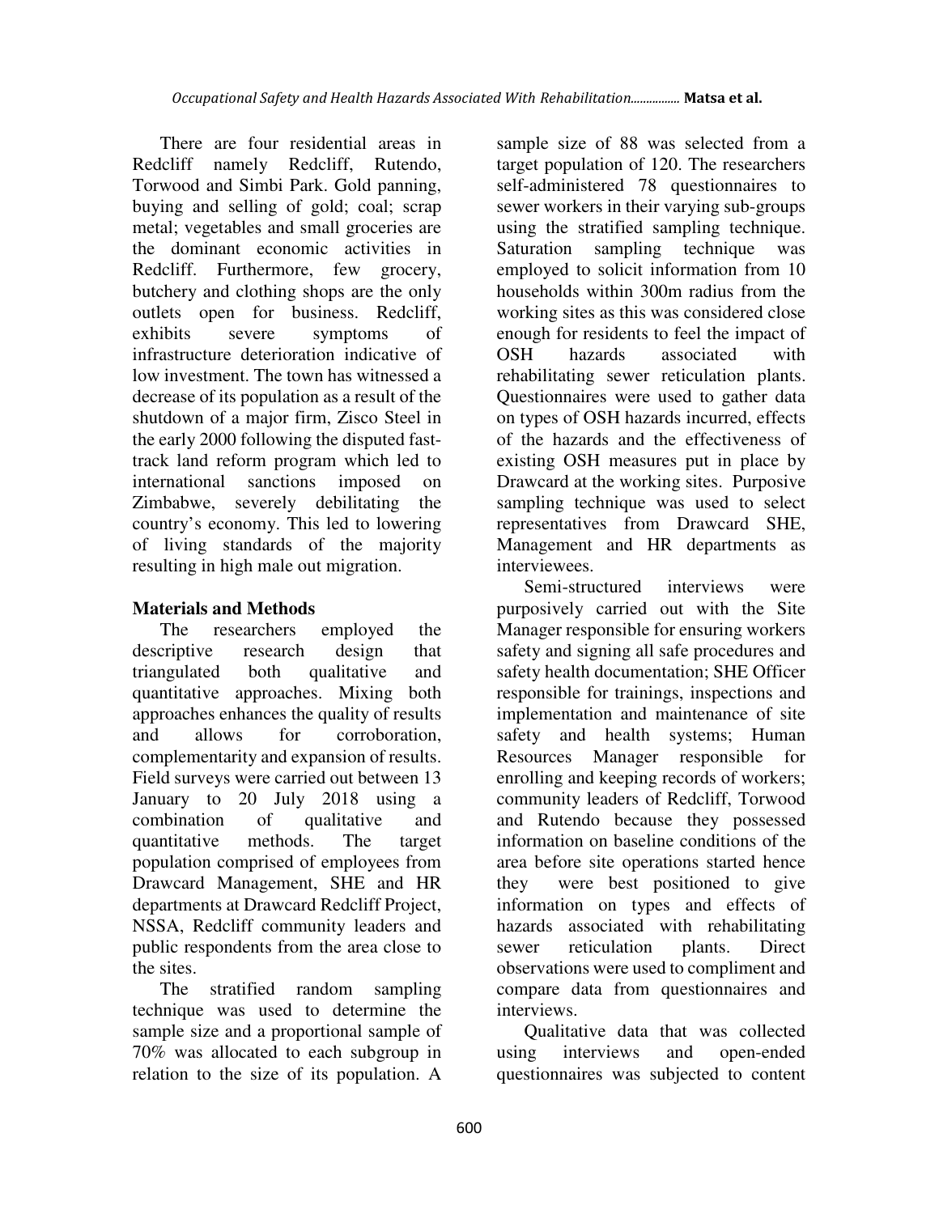There are four residential areas in Redcliff namely Redcliff, Rutendo, Torwood and Simbi Park. Gold panning, buying and selling of gold; coal; scrap metal; vegetables and small groceries are the dominant economic activities in Redcliff. Furthermore, few grocery, butchery and clothing shops are the only outlets open for business. Redcliff, exhibits severe symptoms of infrastructure deterioration indicative of low investment. The town has witnessed a decrease of its population as a result of the shutdown of a major firm, Zisco Steel in the early 2000 following the disputed fast-track land reform program which led to international sanctions imposed on Zimbabwe, severely debilitating the country's economy. This led to lowering of living standards of the majority resulting in high male out migration.

## Materials and Methods

The researchers employed the descriptive research design that triangulated both qualitative and quantitative approaches. Mixing both approaches enhances the quality of results and allows for corroboration, complementarity and expansion of results. Field surveys were carried out between 13 January to 20 July 2018 using a combination of qualitative and quantitative methods. The target population comprised of employees from Drawcard Management, SHE and HR departments at Drawcard Redcliff Project, NSSA, Redcliff community leaders and public respondents from the area close to the sites.

The stratified random sampling technique was used to determine the sample size and a proportional sample of 70% was allocated to each subgroup in relation to the size of its population. A sample size of 88 was selected from a target population of 120. The researchers self-administered 78 questionnaires to sewer workers in their varying sub-groups using the stratified sampling technique. Saturation sampling technique was employed to solicit information from 10 households within 300m radius from the working sites as this was considered close enough for residents to feel the impact of OSH hazards associated with rehabilitating sewer reticulation plants. Questionnaires were used to gather data on types of OSH hazards incurred, effects of the hazards and the effectiveness of existing OSH measures put in place by Drawcard at the working sites. Purposive sampling technique was used to select representatives from Drawcard SHE, Management and HR departments as interviewees.

Semi-structured interviews were purposively carried out with the Site Manager responsible for ensuring workers safety and signing all safe procedures and safety health documentation; SHE Officer responsible for trainings, inspections and implementation and maintenance of site safety and health systems; Human Resources Manager responsible for enrolling and keeping records of workers; community leaders of Redcliff, Torwood and Rutendo because they possessed information on baseline conditions of the area before site operations started hence they were best positioned to give information on types and effects of hazards associated with rehabilitating sewer reticulation plants. Direct observations were used to compliment and compare data from questionnaires and interviews.

Qualitative data that was collected using interviews and open-ended questionnaires was subjected to content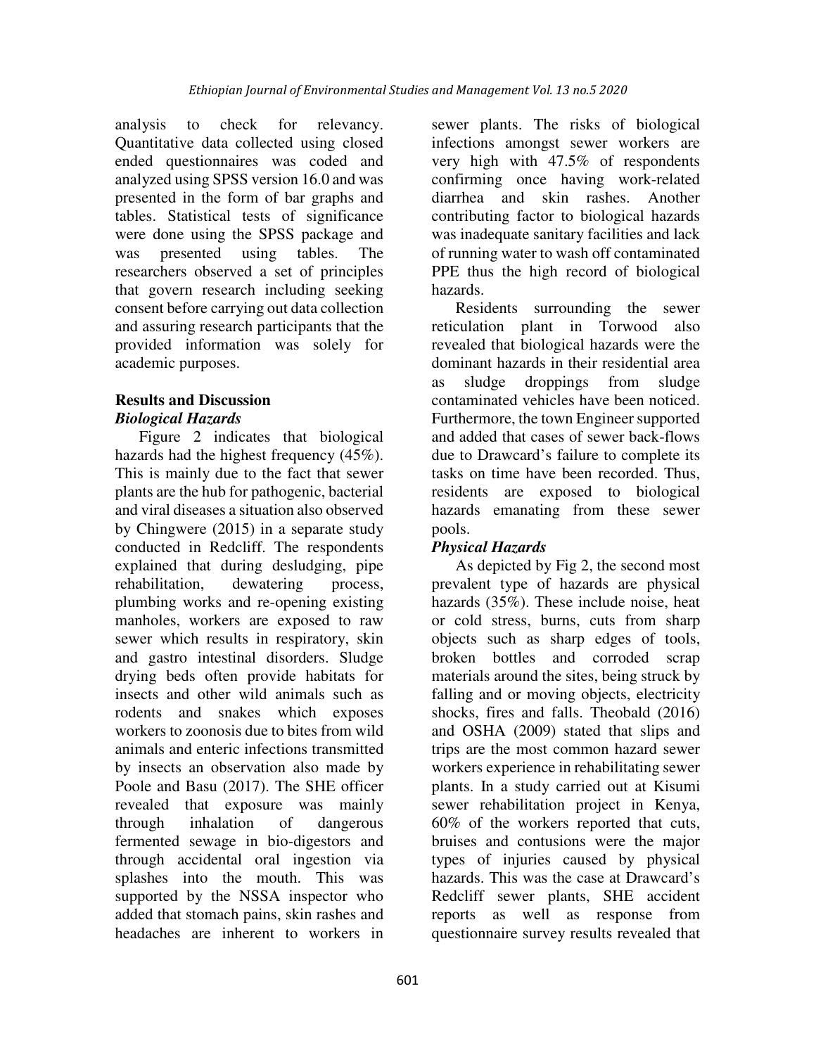analysis to check for relevancy. Quantitative data collected using closed ended questionnaires was coded and analyzed using SPSS version 16.0 and was presented in the form of bar graphs and tables. Statistical tests of significance were done using the SPSS package and was presented using tables. The researchers observed a set of principles that govern research including seeking consent before carrying out data collection and assuring research participants that the provided information was solely for academic purposes.

## Results and Discussion

### *Biological Hazards*

Figure 2 indicates that biological hazards had the highest frequency (45%). This is mainly due to the fact that sewer plants are the hub for pathogenic, bacterial and viral diseases a situation also observed by Chingwere (2015) in a separate study conducted in Redcliff. The respondents explained that during desludging, pipe rehabilitation, dewatering process, plumbing works and re-opening existing manholes, workers are exposed to raw sewer which results in respiratory, skin and gastro intestinal disorders. Sludge drying beds often provide habitats for insects and other wild animals such as rodents and snakes which exposes workers to zoonosis due to bites from wild animals and enteric infections transmitted by insects an observation also made by Poole and Basu (2017). The SHE officer revealed that exposure was mainly through inhalation of dangerous fermented sewage in bio-digestors and through accidental oral ingestion via splashes into the mouth. This was supported by the NSSA inspector who added that stomach pains, skin rashes and headaches are inherent to workers in sewer plants. The risks of biological infections amongst sewer workers are very high with 47.5% of respondents confirming once having work-related diarrhea and skin rashes. Another contributing factor to biological hazards was inadequate sanitary facilities and lack of running water to wash off contaminated PPE thus the high record of biological hazards.

Residents surrounding the sewer reticulation plant in Torwood also revealed that biological hazards were the dominant hazards in their residential area as sludge droppings from sludge contaminated vehicles have been noticed. Furthermore, the town Engineer supported and added that cases of sewer back-flows due to Drawcard's failure to complete its tasks on time have been recorded. Thus, residents are exposed to biological hazards emanating from these sewer pools.

### *Physical Hazards*

As depicted by Fig 2, the second most prevalent type of hazards are physical hazards (35%). These include noise, heat or cold stress, burns, cuts from sharp objects such as sharp edges of tools, broken bottles and corroded scrap materials around the sites, being struck by falling and or moving objects, electricity shocks, fires and falls. Theobald (2016) and OSHA (2009) stated that slips and trips are the most common hazard sewer workers experience in rehabilitating sewer plants. In a study carried out at Kisumi sewer rehabilitation project in Kenya, 60% of the workers reported that cuts, bruises and contusions were the major types of injuries caused by physical hazards. This was the case at Drawcard's Redcliff sewer plants, SHE accident reports as well as response from questionnaire survey results revealed that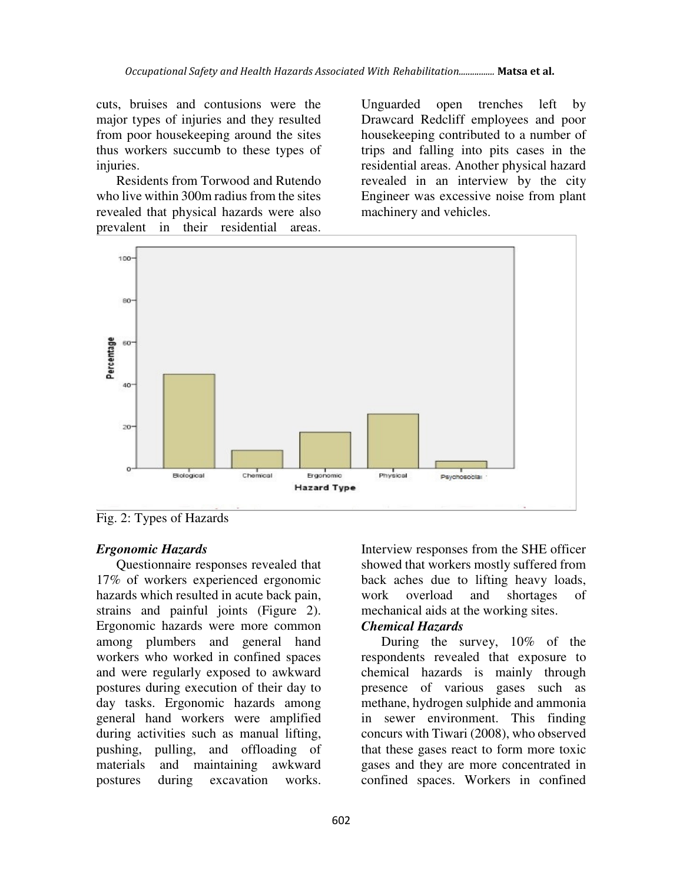cuts, bruises and contusions were the major types of injuries and they resulted from poor housekeeping around the sites thus workers succumb to these types of injuries.

Residents from Torwood and Rutendo who live within 300m radius from the sites revealed that physical hazards were also prevalent in their residential areas. Unguarded open trenches left by Drawcard Redcliff employees and poor housekeeping contributed to a number of trips and falling into pits cases in the residential areas. Another physical hazard revealed in an interview by the city Engineer was excessive noise from plant machinery and vehicles.

Fig. 2: Types of Hazards

### *Ergonomic Hazards*

Questionnaire responses revealed that 17% of workers experienced ergonomic hazards which resulted in acute back pain, strains and painful joints (Figure 2). Ergonomic hazards were more common among plumbers and general hand workers who worked in confined spaces and were regularly exposed to awkward postures during execution of their day to day tasks. Ergonomic hazards among general hand workers were amplified during activities such as manual lifting, pushing, pulling, and offloading of materials and maintaining awkward postures during excavation works. Interview responses from the SHE officer showed that workers mostly suffered from back aches due to lifting heavy loads, work overload and shortages of mechanical aids at the working sites.

### *Chemical Hazards*

During the survey, 10% of the respondents revealed that exposure to chemical hazards is mainly through presence of various gases such as methane, hydrogen sulphide and ammonia in sewer environment. This finding concurs with Tiwari (2008), who observed that these gases react to form more toxic gases and they are more concentrated in confined spaces. Workers in confined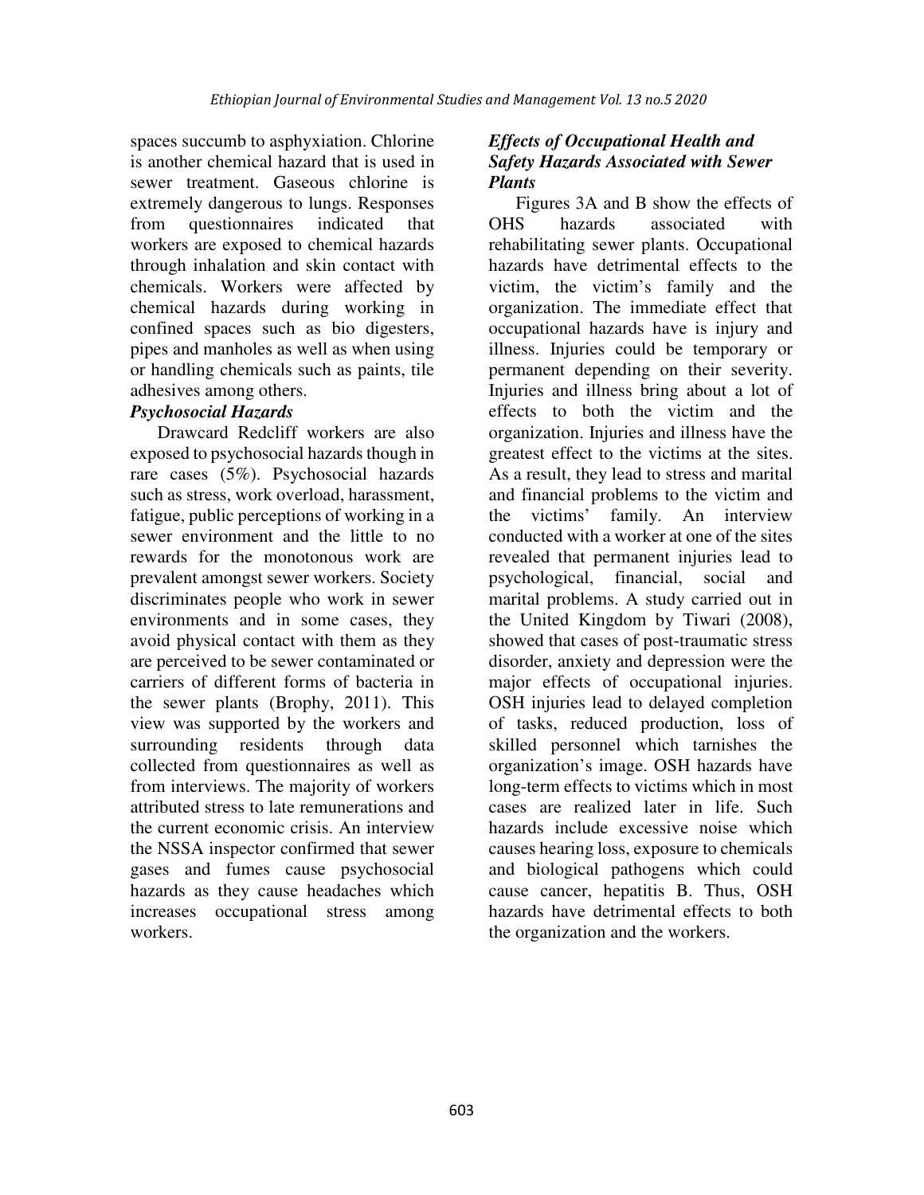spaces succumb to asphyxiation. Chlorine is another chemical hazard that is used in sewer treatment. Gaseous chlorine is extremely dangerous to lungs. Responses from questionnaires indicated that workers are exposed to chemical hazards through inhalation and skin contact with chemicals. Workers were affected by chemical hazards during working in confined spaces such as bio digesters, pipes and manholes as well as when using or handling chemicals such as paints, tile adhesives among others.

### *Psychosocial Hazards*

Drawcard Redcliff workers are also exposed to psychosocial hazards though in rare cases (5%). Psychosocial hazards such as stress, work overload, harassment, fatigue, public perceptions of working in a sewer environment and the little to no rewards for the monotonous work are prevalent amongst sewer workers. Society discriminates people who work in sewer environments and in some cases, they avoid physical contact with them as they are perceived to be sewer contaminated or carriers of different forms of bacteria in the sewer plants (Brophy, 2011). This view was supported by the workers and surrounding residents through data collected from questionnaires as well as from interviews. The majority of workers attributed stress to late remunerations and the current economic crisis. An interview the NSSA inspector confirmed that sewer gases and fumes cause psychosocial hazards as they cause headaches which increases occupational stress among workers.

### *Effects of Occupational Health and Safety Hazards Associated with Sewer Plants*

Figures 3A and B show the effects of OHS hazards associated with rehabilitating sewer plants. Occupational hazards have detrimental effects to the victim, the victim's family and the organization. The immediate effect that occupational hazards have is injury and illness. Injuries could be temporary or permanent depending on their severity. Injuries and illness bring about a lot of effects to both the victim and the organization. Injuries and illness have the greatest effect to the victims at the sites. As a result, they lead to stress and marital and financial problems to the victim and the victims' family. An interview conducted with a worker at one of the sites revealed that permanent injuries lead to psychological, financial, social and marital problems. A study carried out in the United Kingdom by Tiwari (2008), showed that cases of post-traumatic stress disorder, anxiety and depression were the major effects of occupational injuries. OSH injuries lead to delayed completion of tasks, reduced production, loss of skilled personnel which tarnishes the organization's image. OSH hazards have long-term effects to victims which in most cases are realized later in life. Such hazards include excessive noise which causes hearing loss, exposure to chemicals and biological pathogens which could cause cancer, hepatitis B. Thus, OSH hazards have detrimental effects to both the organization and the workers.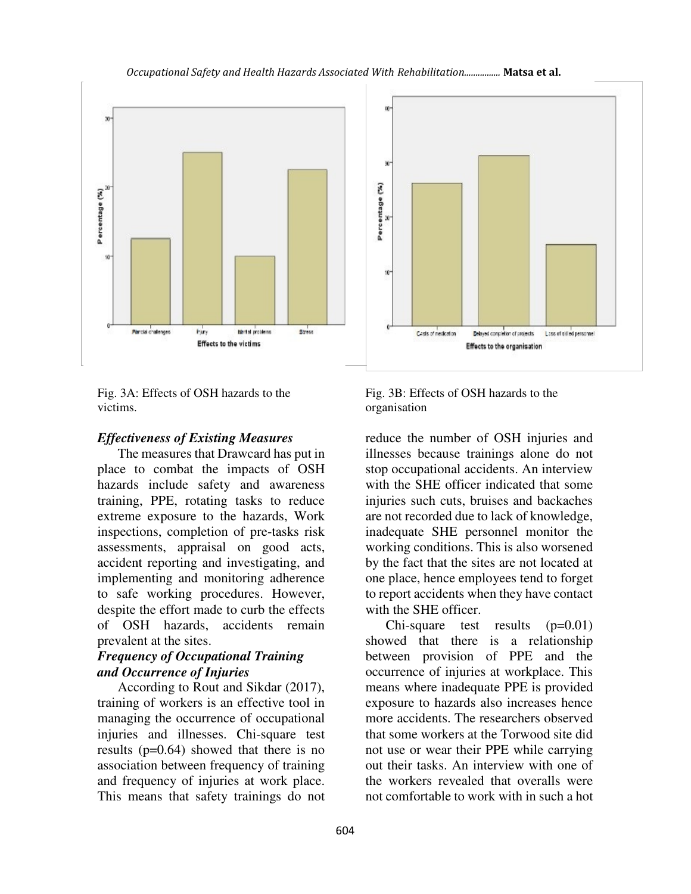Fig. 3A: Effects of OSH hazards to the victims.

Fig. 3B: Effects of OSH hazards to the organisation

### *Effectiveness of Existing Measures*

The measures that Drawcard has put in place to combat the impacts of OSH hazards include safety and awareness training, PPE, rotating tasks to reduce extreme exposure to the hazards, Work inspections, completion of pre-tasks risk assessments, appraisal on good acts, accident reporting and investigating, and implementing and monitoring adherence to safe working procedures. However, despite the effort made to curb the effects of OSH hazards, accidents remain prevalent at the sites.

### *Frequency of Occupational Training and Occurrence of Injuries*

According to Rout and Sikdar (2017), training of workers is an effective tool in managing the occurrence of occupational injuries and illnesses. Chi-square test results ($p=0.64$) showed that there is no association between frequency of training and frequency of injuries at work place. This means that safety trainings do not reduce the number of OSH injuries and illnesses because trainings alone do not stop occupational accidents. An interview with the SHE officer indicated that some injuries such cuts, bruises and backaches are not recorded due to lack of knowledge, inadequate SHE personnel monitor the working conditions. This is also worsened by the fact that the sites are not located at one place, hence employees tend to forget to report accidents when they have contact with the SHE officer.

Chi-square test results ($p=0.01$) showed that there is a relationship between provision of PPE and the occurrence of injuries at workplace. This means where inadequate PPE is provided exposure to hazards also increases hence more accidents. The researchers observed that some workers at the Torwood site did not use or wear their PPE while carrying out their tasks. An interview with one of the workers revealed that overalls were not comfortable to work with in such a hot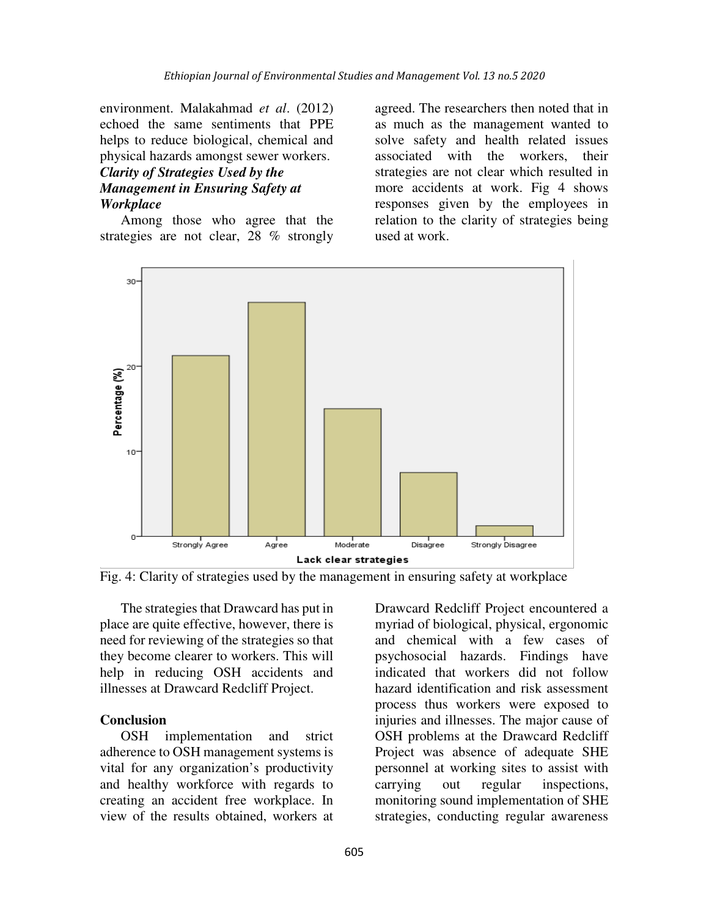environment. Malakahmad *et al*. (2012) echoed the same sentiments that PPE helps to reduce biological, chemical and physical hazards amongst sewer workers.

### *Clarity of Strategies Used by the Management in Ensuring Safety at Workplace*

Among those who agree that the strategies are not clear, 28 % strongly agreed. The researchers then noted that in as much as the management wanted to solve safety and health related issues associated with the workers, their strategies are not clear which resulted in more accidents at work. Fig 4 shows responses given by the employees in relation to the clarity of strategies being used at work.

Fig. 4: Clarity of strategies used by the management in ensuring safety at workplace

The strategies that Drawcard has put in place are quite effective, however, there is need for reviewing of the strategies so that they become clearer to workers. This will help in reducing OSH accidents and illnesses at Drawcard Redcliff Project.

## Conclusion

OSH implementation and strict adherence to OSH management systems is vital for any organization's productivity and healthy workforce with regards to creating an accident free workplace. In view of the results obtained, workers at Drawcard Redcliff Project encountered a myriad of biological, physical, ergonomic and chemical with a few cases of psychosocial hazards. Findings have indicated that workers did not follow hazard identification and risk assessment process thus workers were exposed to injuries and illnesses. The major cause of OSH problems at the Drawcard Redcliff Project was absence of adequate SHE personnel at working sites to assist with carrying out regular inspections, monitoring sound implementation of SHE strategies, conducting regular awareness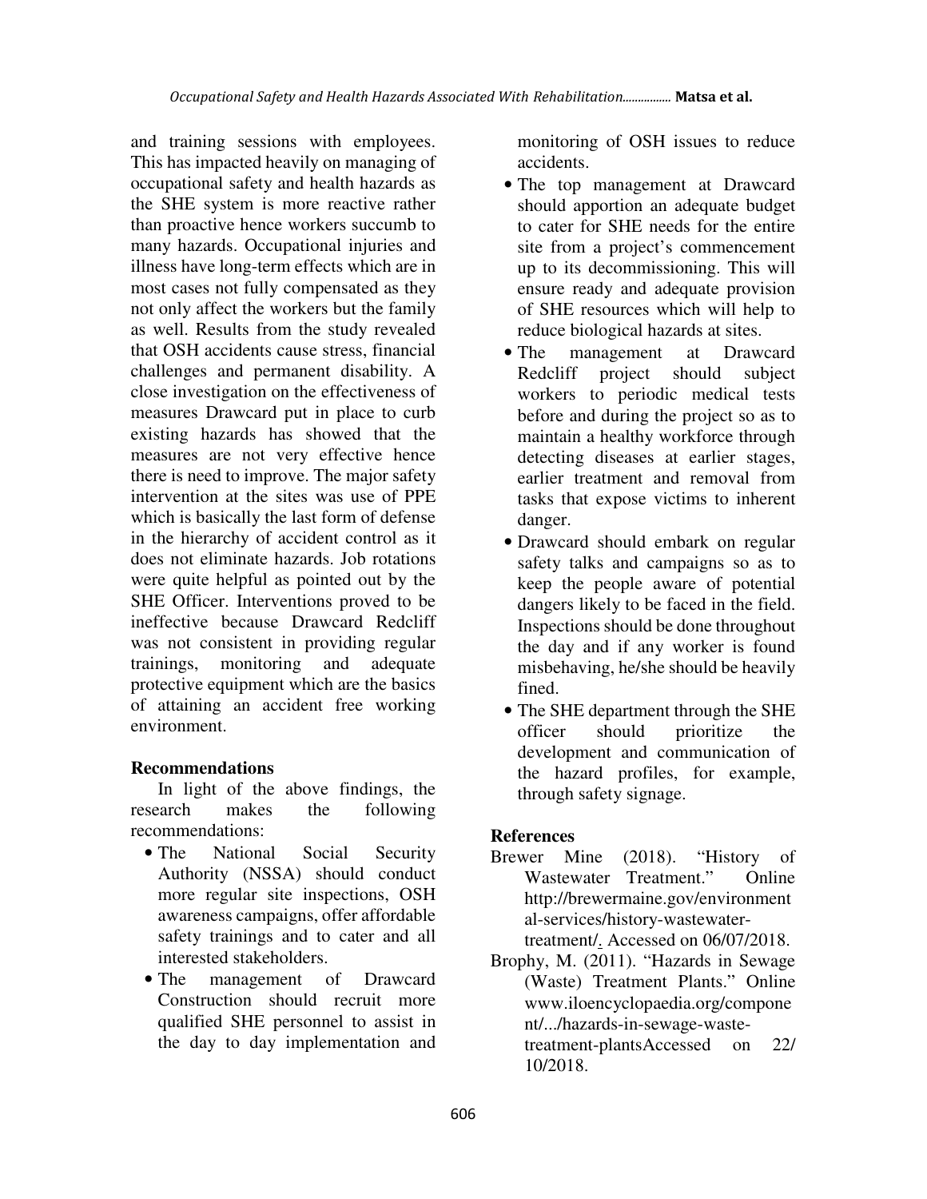and training sessions with employees. This has impacted heavily on managing of occupational safety and health hazards as the SHE system is more reactive rather than proactive hence workers succumb to many hazards. Occupational injuries and illness have long-term effects which are in most cases not fully compensated as they not only affect the workers but the family as well. Results from the study revealed that OSH accidents cause stress, financial challenges and permanent disability. A close investigation on the effectiveness of measures Drawcard put in place to curb existing hazards has showed that the measures are not very effective hence there is need to improve. The major safety intervention at the sites was use of PPE which is basically the last form of defense in the hierarchy of accident control as it does not eliminate hazards. Job rotations were quite helpful as pointed out by the SHE Officer. Interventions proved to be ineffective because Drawcard Redcliff was not consistent in providing regular trainings, monitoring and adequate protective equipment which are the basics of attaining an accident free working environment.

**Recommendations**

In light of the above findings, the research makes the following recommendations:

- The National Social Security Authority (NSSA) should conduct more regular site inspections, OSH awareness campaigns, offer affordable safety trainings and to cater and all interested stakeholders.
- The management of Drawcard Construction should recruit more qualified SHE personnel to assist in the day to day implementation and monitoring of OSH issues to reduce accidents.
- The top management at Drawcard should apportion an adequate budget to cater for SHE needs for the entire site from a project's commencement up to its decommissioning. This will ensure ready and adequate provision of SHE resources which will help to reduce biological hazards at sites.
- The management at Drawcard Redcliff project should subject workers to periodic medical tests before and during the project so as to maintain a healthy workforce through detecting diseases at earlier stages, earlier treatment and removal from tasks that expose victims to inherent danger.
- Drawcard should embark on regular safety talks and campaigns so as to keep the people aware of potential dangers likely to be faced in the field. Inspections should be done throughout the day and if any worker is found misbehaving, he/she should be heavily fined.
- The SHE department through the SHE officer should prioritize the development and communication of the hazard profiles, for example, through safety signage.

**References**

Brewer Mine (2018). "History of Wastewater Treatment." Online http://brewermaine.gov/environmental-services/history-wastewater-treatment/. Accessed on 06/07/2018.

Brophy, M. (2011). "Hazards in Sewage (Waste) Treatment Plants." Online www.iloencyclopaedia.org/component/.../hazards-in-sewage-waste-treatment-plantsAccessed on 22/10/2018.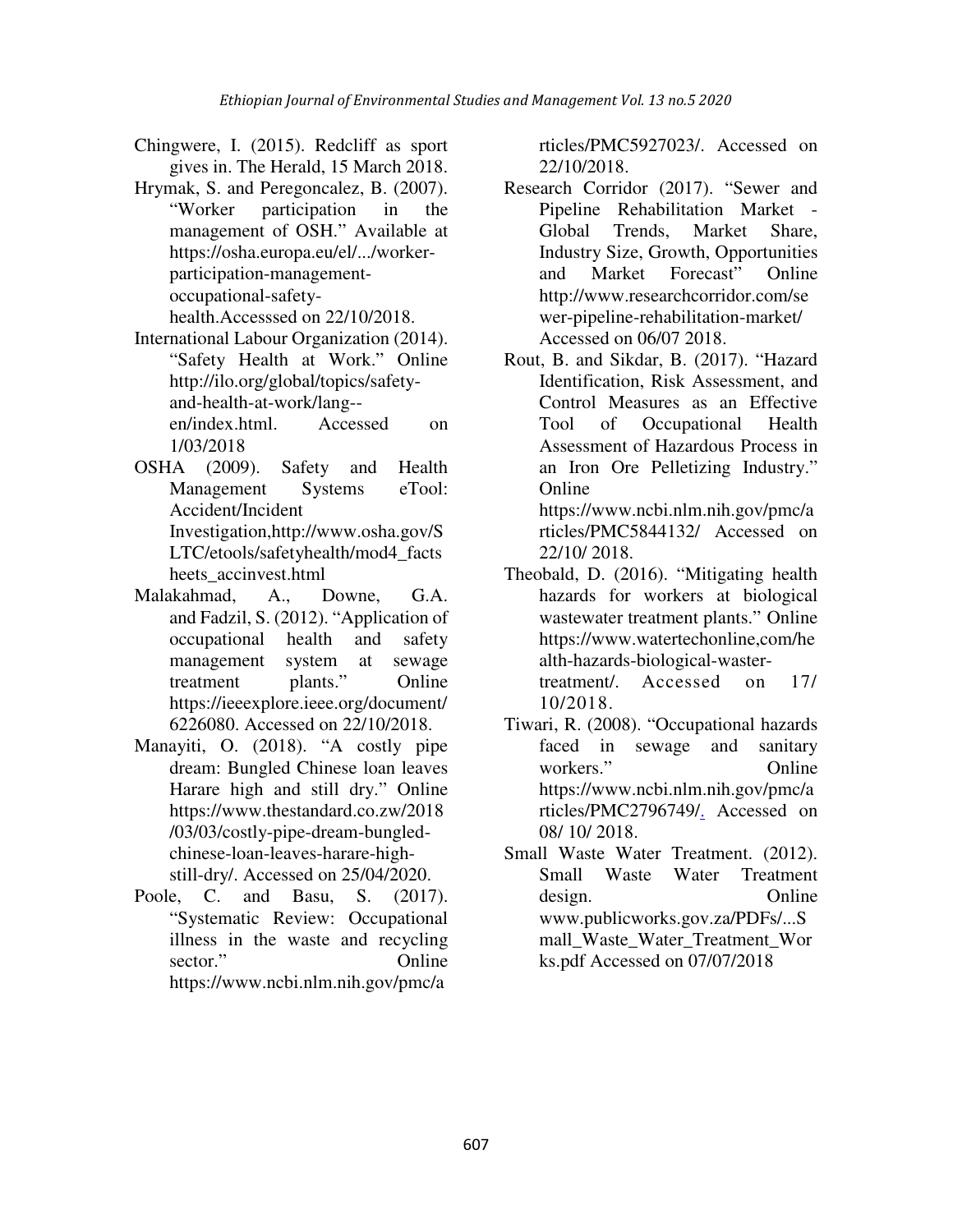Chingwere, I. (2015). Redcliff as sport gives in. The Herald, 15 March 2018.

Hrymak, S. and Peregoncalez, B. (2007). "Worker participation in the management of OSH." Available at https://osha.europa.eu/el/.../worker-participation-management-occupational-safety-health.Accesssed on 22/10/2018.

International Labour Organization (2014). "Safety Health at Work." Online http://ilo.org/global/topics/safety-and-health-at-work/lang--en/index.html. Accessed on 1/03/2018

OSHA (2009). Safety and Health Management Systems eTool: Accident/Incident Investigation,http://www.osha.gov/SLTC/etools/safetyhealth/mod4_factsheets_accinvest.html

Malakahmad, A., Downe, G.A. and Fadzil, S. (2012). "Application of occupational health and safety management system at sewage treatment plants." Online https://ieeexplore.ieee.org/document/6226080. Accessed on 22/10/2018.

Manayiti, O. (2018). "A costly pipe dream: Bungled Chinese loan leaves Harare high and still dry." Online https://www.thestandard.co.zw/2018/03/03/costly-pipe-dream-bungled-chinese-loan-leaves-harare-high-still-dry/. Accessed on 25/04/2020.

Poole, C. and Basu, S. (2017). "Systematic Review: Occupational illness in the waste and recycling sector." Online https://www.ncbi.nlm.nih.gov/pmc/articles/PMC5927023/. Accessed on 22/10/2018.

Research Corridor (2017). "Sewer and Pipeline Rehabilitation Market - Global Trends, Market Share, Industry Size, Growth, Opportunities and Market Forecast" Online http://www.researchcorridor.com/sewer-pipeline-rehabilitation-market/ Accessed on 06/07 2018.

Rout, B. and Sikdar, B. (2017). "Hazard Identification, Risk Assessment, and Control Measures as an Effective Tool of Occupational Health Assessment of Hazardous Process in an Iron Ore Pelletizing Industry." Online https://www.ncbi.nlm.nih.gov/pmc/articles/PMC5844132/ Accessed on 22/10/ 2018.

Theobald, D. (2016). "Mitigating health hazards for workers at biological wastewater treatment plants." Online https://www.watertechonline,com/health-hazards-biological-waster-treatment/. Accessed on 17/ 10/2018.

Tiwari, R. (2008). "Occupational hazards faced in sewage and sanitary workers." Online https://www.ncbi.nlm.nih.gov/pmc/articles/PMC2796749/. Accessed on 08/ 10/ 2018.

Small Waste Water Treatment. (2012). Small Waste Water Treatment design. Online www.publicworks.gov.za/PDFs/...Small_Waste_Water_Treatment_Works.pdf Accessed on 07/07/2018